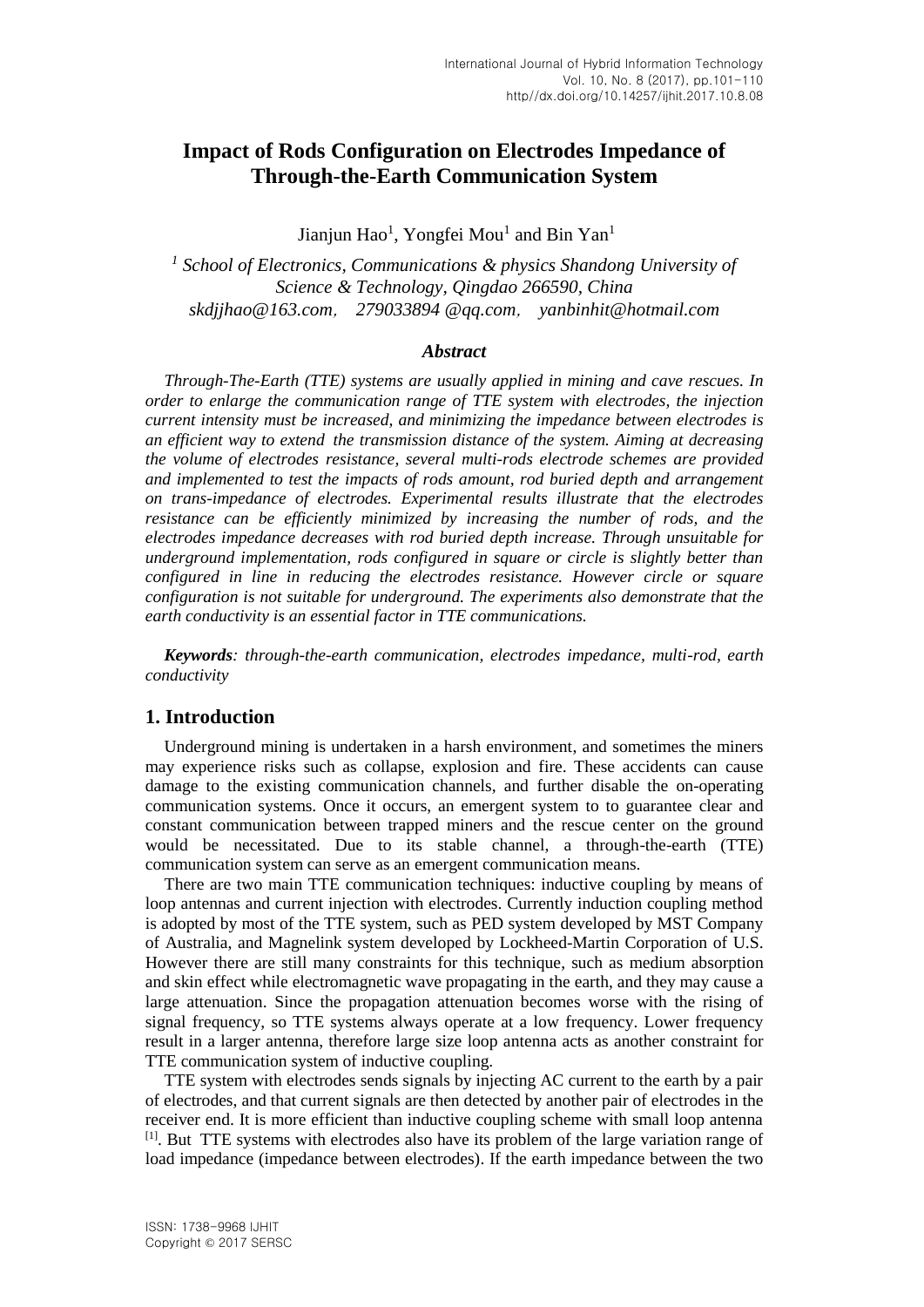# Impact of Rods Configuration on Electrodes Impedance of Through-the-Earth Communication System

Jianjun Hao[1], Yongfei Mou[1] and Bin Yan[1]

[1] *School of Electronics, Communications & physics Shandong University of Science & Technology, Qingdao 266590, China*
*skdjjhao@163.com, 279033894 @qq.com, yanbinhit@hotmail.com*

### *Abstract*

*Through-The-Earth (TTE) systems are usually applied in mining and cave rescues. In order to enlarge the communication range of TTE system with electrodes, the injection current intensity must be increased, and minimizing the impedance between electrodes is an efficient way to extend the transmission distance of the system. Aiming at decreasing the volume of electrodes resistance, several multi-rods electrode schemes are provided and implemented to test the impacts of rods amount, rod buried depth and arrangement on trans-impedance of electrodes. Experimental results illustrate that the electrodes resistance can be efficiently minimized by increasing the number of rods, and the electrodes impedance decreases with rod buried depth increase. Through unsuitable for underground implementation, rods configured in square or circle is slightly better than configured in line in reducing the electrodes resistance. However circle or square configuration is not suitable for underground. The experiments also demonstrate that the earth conductivity is an essential factor in TTE communications.*

***Keywords****: through-the-earth communication, electrodes impedance, multi-rod, earth conductivity*

## 1. Introduction

Underground mining is undertaken in a harsh environment, and sometimes the miners may experience risks such as collapse, explosion and fire. These accidents can cause damage to the existing communication channels, and further disable the on-operating communication systems. Once it occurs, an emergent system to to guarantee clear and constant communication between trapped miners and the rescue center on the ground would be necessitated. Due to its stable channel, a through-the-earth (TTE) communication system can serve as an emergent communication means.

There are two main TTE communication techniques: inductive coupling by means of loop antennas and current injection with electrodes. Currently induction coupling method is adopted by most of the TTE system, such as PED system developed by MST Company of Australia, and Magnelink system developed by Lockheed-Martin Corporation of U.S. However there are still many constraints for this technique, such as medium absorption and skin effect while electromagnetic wave propagating in the earth, and they may cause a large attenuation. Since the propagation attenuation becomes worse with the rising of signal frequency, so TTE systems always operate at a low frequency. Lower frequency result in a larger antenna, therefore large size loop antenna acts as another constraint for TTE communication system of inductive coupling.

TTE system with electrodes sends signals by injecting AC current to the earth by a pair of electrodes, and that current signals are then detected by another pair of electrodes in the receiver end. It is more efficient than inductive coupling scheme with small loop antenna [1]. But TTE systems with electrodes also have its problem of the large variation range of load impedance (impedance between electrodes). If the earth impedance between the two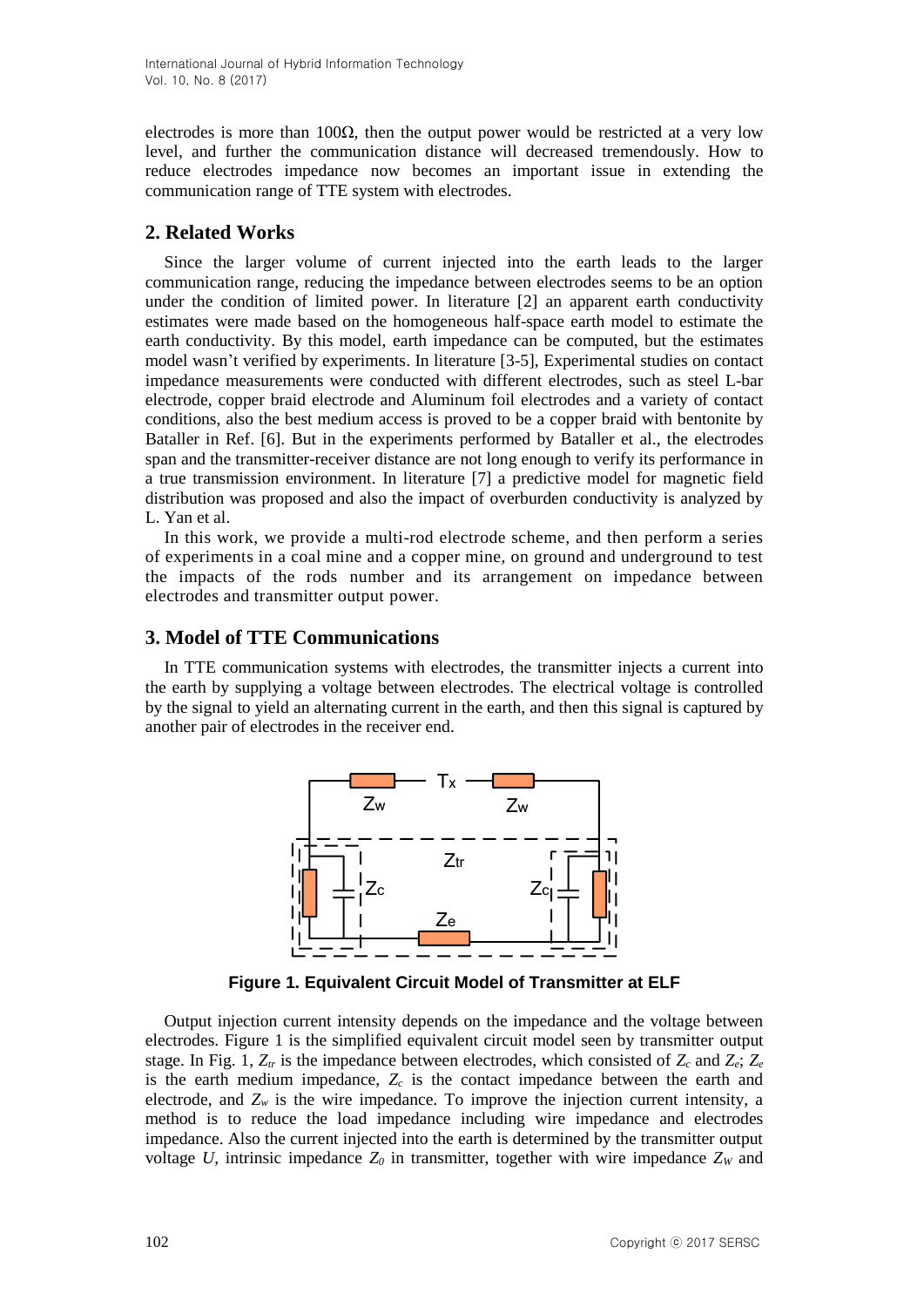electrodes is more than 100Ω, then the output power would be restricted at a very low level, and further the communication distance will decreased tremendously. How to reduce electrodes impedance now becomes an important issue in extending the communication range of TTE system with electrodes.

## 2. Related Works

Since the larger volume of current injected into the earth leads to the larger communication range, reducing the impedance between electrodes seems to be an option under the condition of limited power. In literature [2] an apparent earth conductivity estimates were made based on the homogeneous half-space earth model to estimate the earth conductivity. By this model, earth impedance can be computed, but the estimates model wasn't verified by experiments. In literature [3-5], Experimental studies on contact impedance measurements were conducted with different electrodes, such as steel L-bar electrode, copper braid electrode and Aluminum foil electrodes and a variety of contact conditions, also the best medium access is proved to be a copper braid with bentonite by Bataller in Ref. [6]. But in the experiments performed by Bataller et al., the electrodes span and the transmitter-receiver distance are not long enough to verify its performance in a true transmission environment. In literature [7] a predictive model for magnetic field distribution was proposed and also the impact of overburden conductivity is analyzed by L. Yan et al.

In this work, we provide a multi-rod electrode scheme, and then perform a series of experiments in a coal mine and a copper mine, on ground and underground to test the impacts of the rods number and its arrangement on impedance between electrodes and transmitter output power.

## 3. Model of TTE Communications

In TTE communication systems with electrodes, the transmitter injects a current into the earth by supplying a voltage between electrodes. The electrical voltage is controlled by the signal to yield an alternating current in the earth, and then this signal is captured by another pair of electrodes in the receiver end.

**Figure 1. Equivalent Circuit Model of Transmitter at ELF**

Output injection current intensity depends on the impedance and the voltage between electrodes. Figure 1 is the simplified equivalent circuit model seen by transmitter output stage. In Fig. 1, $Z_{tr}$ is the impedance between electrodes, which consisted of $Z_c$ and $Z_e$; $Z_e$ is the earth medium impedance, $Z_c$ is the contact impedance between the earth and electrode, and $Z_w$ is the wire impedance. To improve the injection current intensity, a method is to reduce the load impedance including wire impedance and electrodes impedance. Also the current injected into the earth is determined by the transmitter output voltage $U$, intrinsic impedance $Z_0$ in transmitter, together with wire impedance $Z_W$ and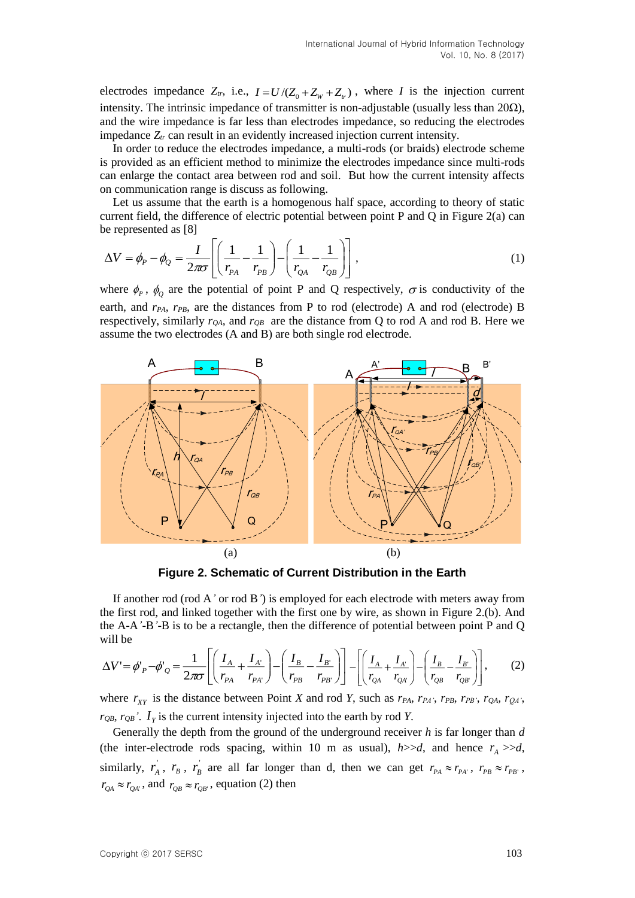electrodes impedance $Z_{tr}$, i.e., $I = U/(Z_0 + Z_W + Z_{tr})$, where $I$ is the injection current intensity. The intrinsic impedance of transmitter is non-adjustable (usually less than 20Ω), and the wire impedance is far less than electrodes impedance, so reducing the electrodes impedance $Z_{tr}$ can result in an evidently increased injection current intensity.

In order to reduce the electrodes impedance, a multi-rods (or braids) electrode scheme is provided as an efficient method to minimize the electrodes impedance since multi-rods can enlarge the contact area between rod and soil. But how the current intensity affects on communication range is discuss as following.

Let us assume that the earth is a homogenous half space, according to theory of static current field, the difference of electric potential between point P and Q in Figure 2(a) can be represented as [8]

$$\Delta V = \phi_P - \phi_Q = \frac{I}{2\pi\sigma}\left[\left(\frac{1}{r_{PA}} - \frac{1}{r_{PB}}\right) - \left(\frac{1}{r_{QA}} - \frac{1}{r_{QB}}\right)\right], \tag{1}$$

where $\phi_P$, $\phi_Q$ are the potential of point P and Q respectively, $\sigma$ is conductivity of the earth, and $r_{PA}$, $r_{PB}$, are the distances from P to rod (electrode) A and rod (electrode) B respectively, similarly $r_{QA}$, and $r_{QB}$ are the distance from Q to rod A and rod B. Here we assume the two electrodes (A and B) are both single rod electrode.

**Figure 2. Schematic of Current Distribution in the Earth**

If another rod (rod A' or rod B') is employed for each electrode with meters away from the first rod, and linked together with the first one by wire, as shown in Figure 2.(b). And the A-A'-B'-B is to be a rectangle, then the difference of potential between point P and Q will be

$$\Delta V' = \phi'_P - \phi'_Q = \frac{1}{2\pi\sigma}\left[\left(\frac{I_A}{r_{PA}} + \frac{I_{A'}}{r_{PA'}}\right) - \left(\frac{I_B}{r_{PB}} - \frac{I_{B'}}{r_{PB'}}\right)\right] - \left[\left(\frac{I_A}{r_{QA}} + \frac{I_{A'}}{r_{QA'}}\right) - \left(\frac{I_B}{r_{QB}} - \frac{I_{B'}}{r_{QB'}}\right)\right], \tag{2}$$

where $r_{XY}$ is the distance between Point $X$ and rod $Y$, such as $r_{PA}$, $r_{PA'}$, $r_{PB}$, $r_{PB'}$, $r_{QA}$, $r_{QA'}$, $r_{QB}$, $r_{QB'}$. $I_Y$ is the current intensity injected into the earth by rod $Y$.

Generally the depth from the ground of the underground receiver $h$ is far longer than $d$ (the inter-electrode rods spacing, within 10 m as usual), $h >> d$, and hence $r_A >> d$, similarly, $r_A'$, $r_B$, $r_B'$ are all far longer than d, then we can get $r_{PA} \approx r_{PA'}$, $r_{PB} \approx r_{PB'}$, $r_{QA} \approx r_{QA'}$, and $r_{QB} \approx r_{QB'}$, equation (2) then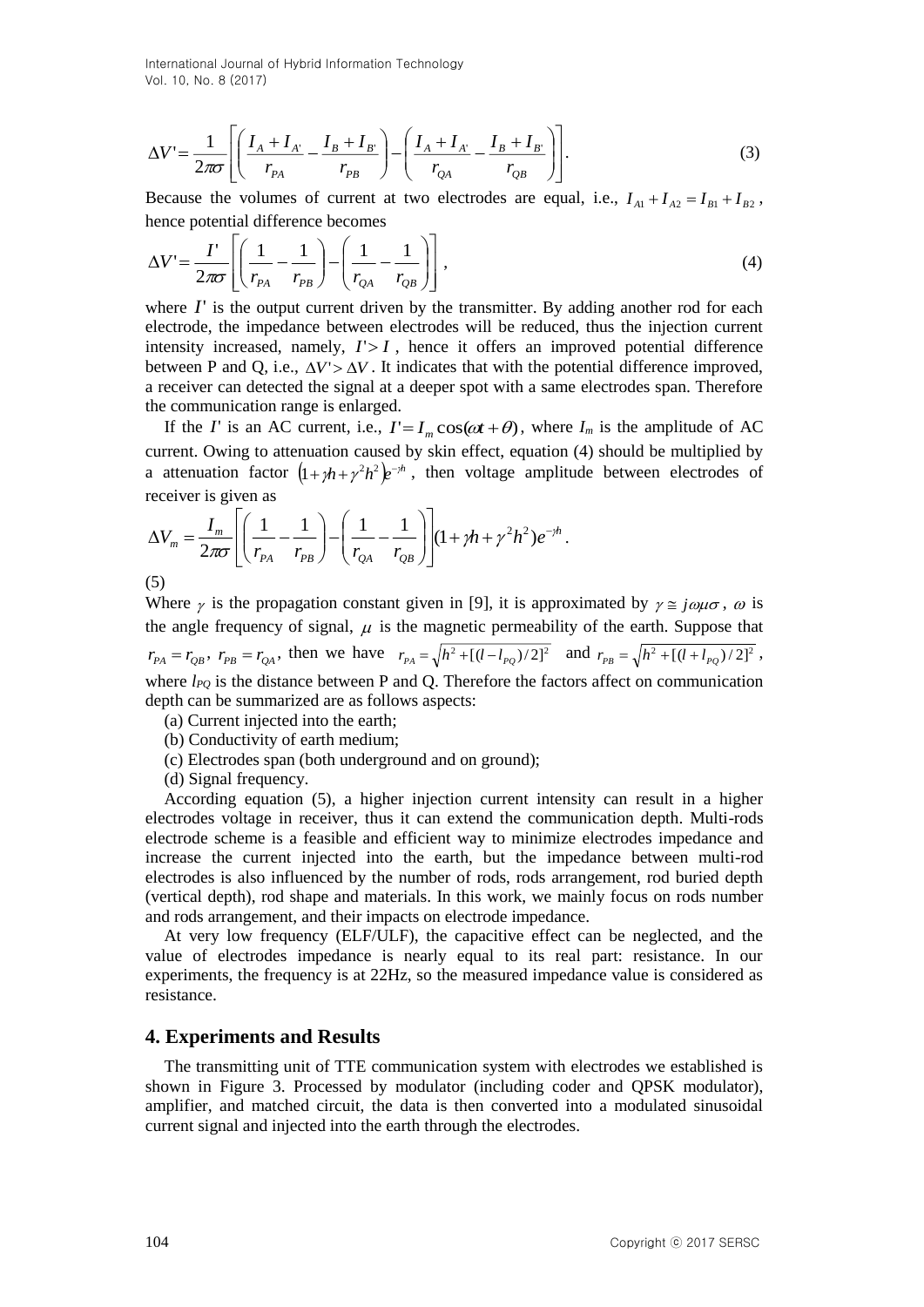$$\Delta V' = \frac{1}{2\pi\sigma}\left[\left(\frac{I_A + I_{A'}}{r_{PA}} - \frac{I_B + I_{B'}}{r_{PB}}\right) - \left(\frac{I_A + I_{A'}}{r_{QA}} - \frac{I_B + I_{B'}}{r_{QB}}\right)\right]. \tag{3}$$

Because the volumes of current at two electrodes are equal, i.e., $I_{A1} + I_{A2} = I_{B1} + I_{B2}$, hence potential difference becomes

$$\Delta V' = \frac{I'}{2\pi\sigma}\left[\left(\frac{1}{r_{PA}} - \frac{1}{r_{PB}}\right) - \left(\frac{1}{r_{QA}} - \frac{1}{r_{QB}}\right)\right], \tag{4}$$

where $I'$ is the output current driven by the transmitter. By adding another rod for each electrode, the impedance between electrodes will be reduced, thus the injection current intensity increased, namely, $I' > I$, hence it offers an improved potential difference between P and Q, i.e., $\Delta V' > \Delta V$. It indicates that with the potential difference improved, a receiver can detected the signal at a deeper spot with a same electrodes span. Therefore the communication range is enlarged.

If the $I'$ is an AC current, i.e., $I' = I_m \cos(\omega t + \theta)$, where $I_m$ is the amplitude of AC current. Owing to attenuation caused by skin effect, equation (4) should be multiplied by a attenuation factor $(1 + \gamma h + \gamma^2 h^2)e^{-\gamma h}$, then voltage amplitude between electrodes of receiver is given as

$$\Delta V_m = \frac{I_m}{2\pi\sigma}\left[\left(\frac{1}{r_{PA}} - \frac{1}{r_{PB}}\right) - \left(\frac{1}{r_{QA}} - \frac{1}{r_{QB}}\right)\right](1 + \gamma h + \gamma^2 h^2)e^{-\gamma h}.$$

(5)

Where $\gamma$ is the propagation constant given in [9], it is approximated by $\gamma \cong j\omega\mu\sigma$, $\omega$ is the angle frequency of signal, $\mu$ is the magnetic permeability of the earth. Suppose that $r_{PA} = r_{QB}$, $r_{PB} = r_{QA}$, then we have $r_{PA} = \sqrt{h^2 + [(l - l_{PQ})/2]^2}$ and $r_{PB} = \sqrt{h^2 + [(l + l_{PQ})/2]^2}$, where $l_{PQ}$ is the distance between P and Q. Therefore the factors affect on communication depth can be summarized are as follows aspects:

(a) Current injected into the earth;

(b) Conductivity of earth medium;

(c) Electrodes span (both underground and on ground);

(d) Signal frequency.

According equation (5), a higher injection current intensity can result in a higher electrodes voltage in receiver, thus it can extend the communication depth. Multi-rods electrode scheme is a feasible and efficient way to minimize electrodes impedance and increase the current injected into the earth, but the impedance between multi-rod electrodes is also influenced by the number of rods, rods arrangement, rod buried depth (vertical depth), rod shape and materials. In this work, we mainly focus on rods number and rods arrangement, and their impacts on electrode impedance.

At very low frequency (ELF/ULF), the capacitive effect can be neglected, and the value of electrodes impedance is nearly equal to its real part: resistance. In our experiments, the frequency is at 22Hz, so the measured impedance value is considered as resistance.

## 4. Experiments and Results

The transmitting unit of TTE communication system with electrodes we established is shown in Figure 3. Processed by modulator (including coder and QPSK modulator), amplifier, and matched circuit, the data is then converted into a modulated sinusoidal current signal and injected into the earth through the electrodes.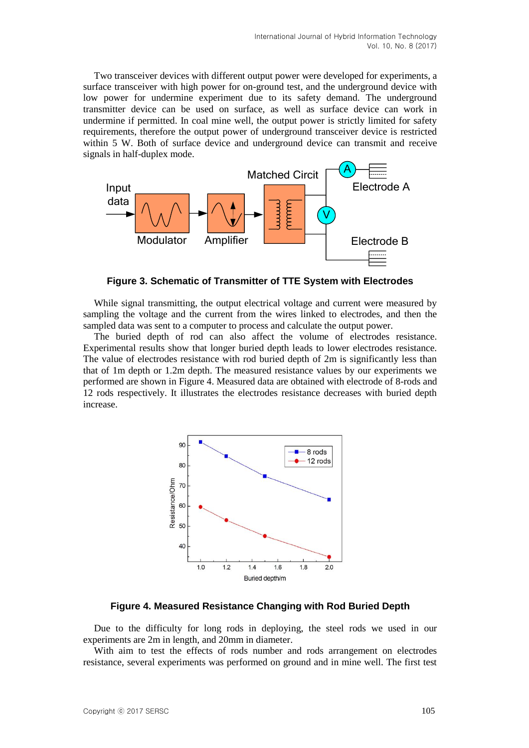Two transceiver devices with different output power were developed for experiments, a surface transceiver with high power for on-ground test, and the underground device with low power for undermine experiment due to its safety demand. The underground transmitter device can be used on surface, as well as surface device can work in undermine if permitted. In coal mine well, the output power is strictly limited for safety requirements, therefore the output power of underground transceiver device is restricted within 5 W. Both of surface device and underground device can transmit and receive signals in half-duplex mode.

**Figure 3. Schematic of Transmitter of TTE System with Electrodes**

While signal transmitting, the output electrical voltage and current were measured by sampling the voltage and the current from the wires linked to electrodes, and then the sampled data was sent to a computer to process and calculate the output power.

The buried depth of rod can also affect the volume of electrodes resistance. Experimental results show that longer buried depth leads to lower electrodes resistance. The value of electrodes resistance with rod buried depth of 2m is significantly less than that of 1m depth or 1.2m depth. The measured resistance values by our experiments we performed are shown in Figure 4. Measured data are obtained with electrode of 8-rods and 12 rods respectively. It illustrates the electrodes resistance decreases with buried depth increase.

**Figure 4. Measured Resistance Changing with Rod Buried Depth**

Due to the difficulty for long rods in deploying, the steel rods we used in our experiments are 2m in length, and 20mm in diameter.

With aim to test the effects of rods number and rods arrangement on electrodes resistance, several experiments was performed on ground and in mine well. The first test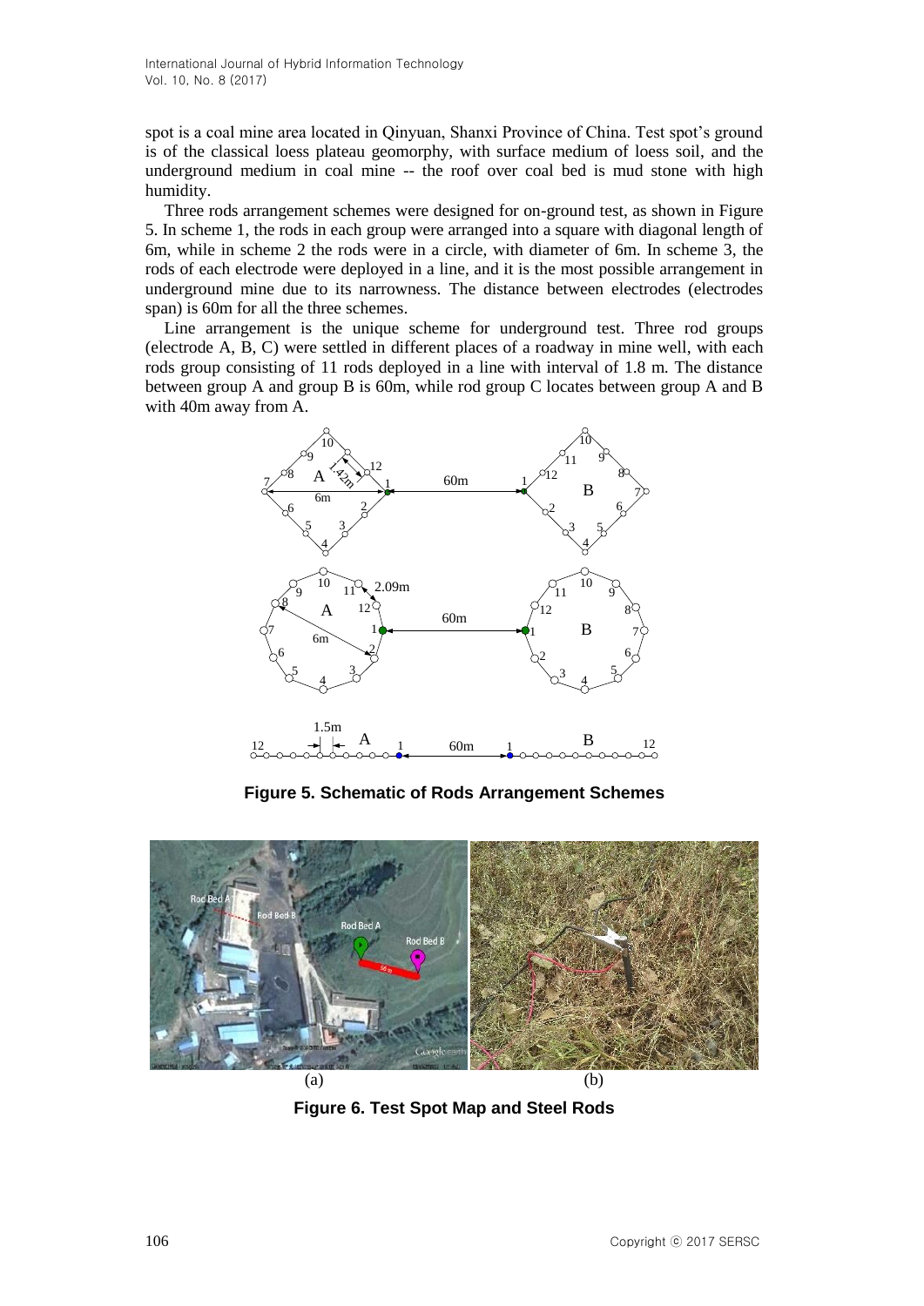spot is a coal mine area located in Qinyuan, Shanxi Province of China. Test spot's ground is of the classical loess plateau geomorphy, with surface medium of loess soil, and the underground medium in coal mine -- the roof over coal bed is mud stone with high humidity.

Three rods arrangement schemes were designed for on-ground test, as shown in Figure 5. In scheme 1, the rods in each group were arranged into a square with diagonal length of 6m, while in scheme 2 the rods were in a circle, with diameter of 6m. In scheme 3, the rods of each electrode were deployed in a line, and it is the most possible arrangement in underground mine due to its narrowness. The distance between electrodes (electrodes span) is 60m for all the three schemes.

Line arrangement is the unique scheme for underground test. Three rod groups (electrode A, B, C) were settled in different places of a roadway in mine well, with each rods group consisting of 11 rods deployed in a line with interval of 1.8 m. The distance between group A and group B is 60m, while rod group C locates between group A and B with 40m away from A.

**Figure 5. Schematic of Rods Arrangement Schemes**

(a) (b)

**Figure 6. Test Spot Map and Steel Rods**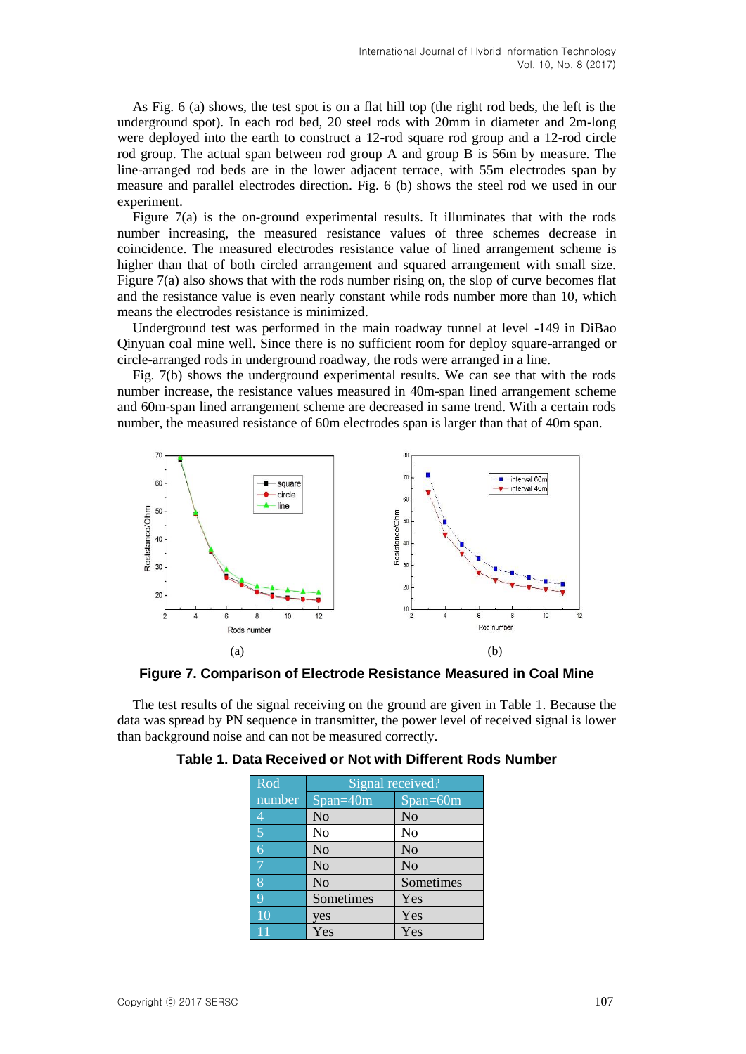As Fig. 6 (a) shows, the test spot is on a flat hill top (the right rod beds, the left is the underground spot). In each rod bed, 20 steel rods with 20mm in diameter and 2m-long were deployed into the earth to construct a 12-rod square rod group and a 12-rod circle rod group. The actual span between rod group A and group B is 56m by measure. The line-arranged rod beds are in the lower adjacent terrace, with 55m electrodes span by measure and parallel electrodes direction. Fig. 6 (b) shows the steel rod we used in our experiment.

Figure 7(a) is the on-ground experimental results. It illuminates that with the rods number increasing, the measured resistance values of three schemes decrease in coincidence. The measured electrodes resistance value of lined arrangement scheme is higher than that of both circled arrangement and squared arrangement with small size. Figure 7(a) also shows that with the rods number rising on, the slop of curve becomes flat and the resistance value is even nearly constant while rods number more than 10, which means the electrodes resistance is minimized.

Underground test was performed in the main roadway tunnel at level -149 in DiBao Qinyuan coal mine well. Since there is no sufficient room for deploy square-arranged or circle-arranged rods in underground roadway, the rods were arranged in a line.

Fig. 7(b) shows the underground experimental results. We can see that with the rods number increase, the resistance values measured in 40m-span lined arrangement scheme and 60m-span lined arrangement scheme are decreased in same trend. With a certain rods number, the measured resistance of 60m electrodes span is larger than that of 40m span.

(a) (b)

**Figure 7. Comparison of Electrode Resistance Measured in Coal Mine**

The test results of the signal receiving on the ground are given in Table 1. Because the data was spread by PN sequence in transmitter, the power level of received signal is lower than background noise and can not be measured correctly.

**Table 1. Data Received or Not with Different Rods Number**

| Rod number | Signal received? | |
|---|---|---|
| | Span=40m | Span=60m |
| 4 | No | No |
| 5 | No | No |
| 6 | No | No |
| 7 | No | No |
| 8 | No | Sometimes |
| 9 | Sometimes | Yes |
| 10 | yes | Yes |
| 11 | Yes | Yes |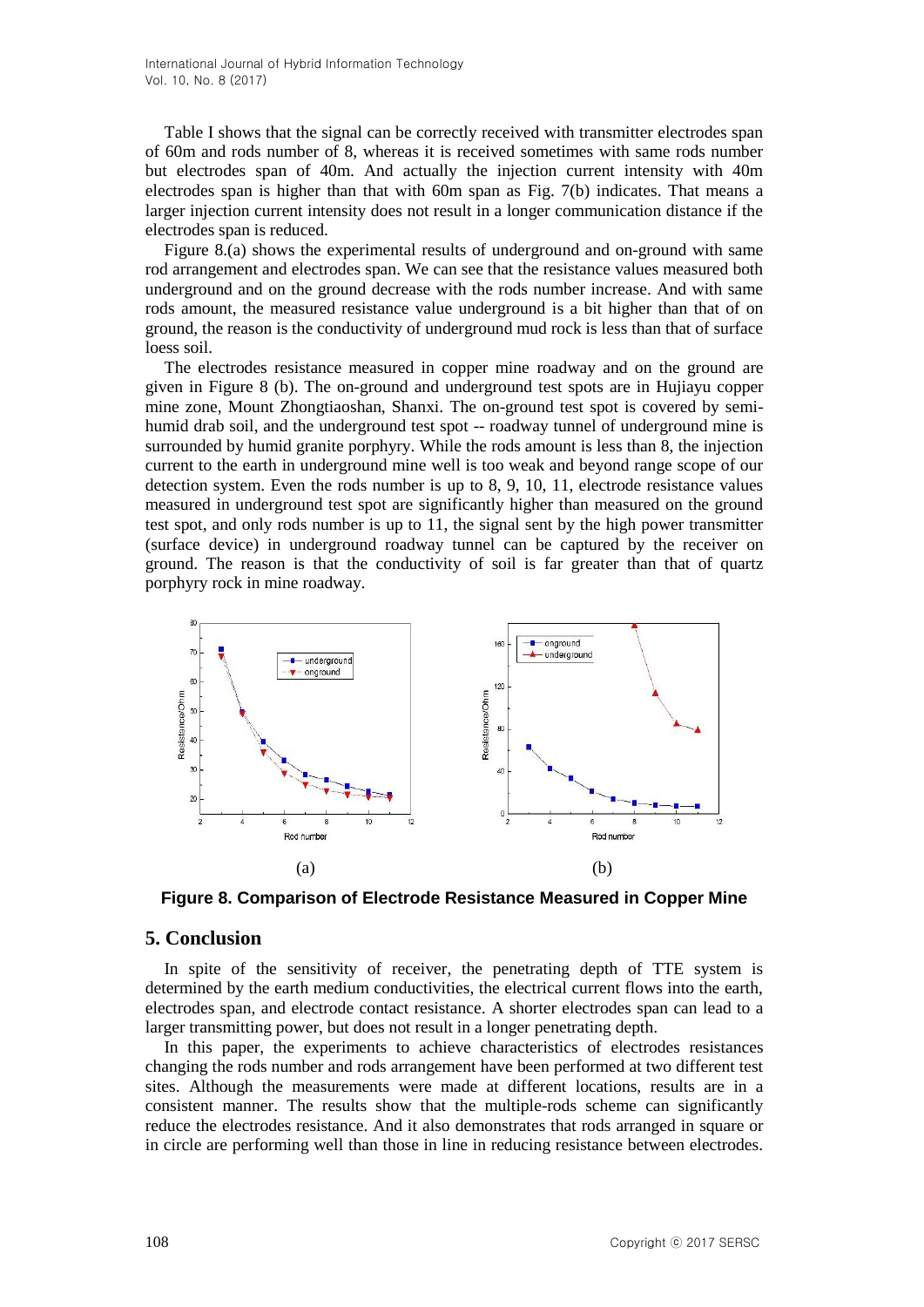Table I shows that the signal can be correctly received with transmitter electrodes span of 60m and rods number of 8, whereas it is received sometimes with same rods number but electrodes span of 40m. And actually the injection current intensity with 40m electrodes span is higher than that with 60m span as Fig. 7(b) indicates. That means a larger injection current intensity does not result in a longer communication distance if the electrodes span is reduced.

Figure 8.(a) shows the experimental results of underground and on-ground with same rod arrangement and electrodes span. We can see that the resistance values measured both underground and on the ground decrease with the rods number increase. And with same rods amount, the measured resistance value underground is a bit higher than that of on ground, the reason is the conductivity of underground mud rock is less than that of surface loess soil.

The electrodes resistance measured in copper mine roadway and on the ground are given in Figure 8 (b). The on-ground and underground test spots are in Hujiayu copper mine zone, Mount Zhongtiaoshan, Shanxi. The on-ground test spot is covered by semi-humid drab soil, and the underground test spot -- roadway tunnel of underground mine is surrounded by humid granite porphyry. While the rods amount is less than 8, the injection current to the earth in underground mine well is too weak and beyond range scope of our detection system. Even the rods number is up to 8, 9, 10, 11, electrode resistance values measured in underground test spot are significantly higher than measured on the ground test spot, and only rods number is up to 11, the signal sent by the high power transmitter (surface device) in underground roadway tunnel can be captured by the receiver on ground. The reason is that the conductivity of soil is far greater than that of quartz porphyry rock in mine roadway.

(a) (b)

**Figure 8. Comparison of Electrode Resistance Measured in Copper Mine**

## 5. Conclusion

In spite of the sensitivity of receiver, the penetrating depth of TTE system is determined by the earth medium conductivities, the electrical current flows into the earth, electrodes span, and electrode contact resistance. A shorter electrodes span can lead to a larger transmitting power, but does not result in a longer penetrating depth.

In this paper, the experiments to achieve characteristics of electrodes resistances changing the rods number and rods arrangement have been performed at two different test sites. Although the measurements were made at different locations, results are in a consistent manner. The results show that the multiple-rods scheme can significantly reduce the electrodes resistance. And it also demonstrates that rods arranged in square or in circle are performing well than those in line in reducing resistance between electrodes.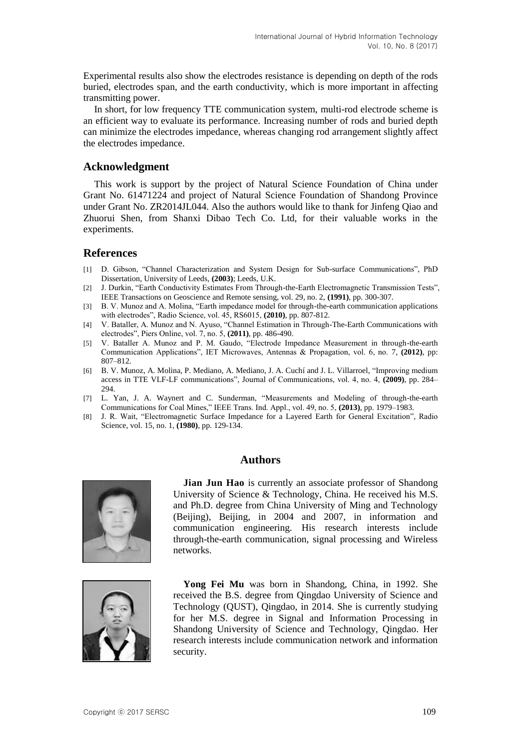Experimental results also show the electrodes resistance is depending on depth of the rods buried, electrodes span, and the earth conductivity, which is more important in affecting transmitting power.

In short, for low frequency TTE communication system, multi-rod electrode scheme is an efficient way to evaluate its performance. Increasing number of rods and buried depth can minimize the electrodes impedance, whereas changing rod arrangement slightly affect the electrodes impedance.

## Acknowledgment

This work is support by the project of Natural Science Foundation of China under Grant No. 61471224 and project of Natural Science Foundation of Shandong Province under Grant No. ZR2014JL044. Also the authors would like to thank for Jinfeng Qiao and Zhuorui Shen, from Shanxi Dibao Tech Co. Ltd, for their valuable works in the experiments.

## References

[1] D. Gibson, "Channel Characterization and System Design for Sub-surface Communications", PhD Dissertation, University of Leeds, **(2003)**; Leeds, U.K.

[2] J. Durkin, "Earth Conductivity Estimates From Through-the-Earth Electromagnetic Transmission Tests", IEEE Transactions on Geoscience and Remote sensing, vol. 29, no. 2, **(1991)**, pp. 300-307.

[3] B. V. Munoz and A. Molina, "Earth impedance model for through-the-earth communication applications with electrodes", Radio Science, vol. 45, RS6015, **(2010)**, pp. 807-812.

[4] V. Bataller, A. Munoz and N. Ayuso, "Channel Estimation in Through-The-Earth Communications with electrodes", Piers Online, vol. 7, no. 5, **(2011)**, pp. 486-490.

[5] V. Bataller A. Munoz and P. M. Gaudo, "Electrode Impedance Measurement in through-the-earth Communication Applications", IET Microwaves, Antennas & Propagation, vol. 6, no. 7, **(2012)**, pp: 807–812.

[6] B. V. Munoz, A. Molina, P. Mediano, A. Mediano, J. A. Cuchí and J. L. Villarroel, "Improving medium access in TTE VLF-LF communications", Journal of Communications, vol. 4, no. 4, **(2009)**, pp. 284–294.

[7] L. Yan, J. A. Waynert and C. Sunderman, "Measurements and Modeling of through-the-earth Communications for Coal Mines," IEEE Trans. Ind. Appl., vol. 49, no. 5, **(2013)**, pp. 1979–1983.

[8] J. R. Wait, "Electromagnetic Surface Impedance for a Layered Earth for General Excitation", Radio Science, vol. 15, no. 1, **(1980)**, pp. 129-134.

## Authors

**Jian Jun Hao** is currently an associate professor of Shandong University of Science & Technology, China. He received his M.S. and Ph.D. degree from China University of Ming and Technology (Beijing), Beijing, in 2004 and 2007, in information and communication engineering. His research interests include through-the-earth communication, signal processing and Wireless networks.

**Yong Fei Mu** was born in Shandong, China, in 1992. She received the B.S. degree from Qingdao University of Science and Technology (QUST), Qingdao, in 2014. She is currently studying for her M.S. degree in Signal and Information Processing in Shandong University of Science and Technology, Qingdao. Her research interests include communication network and information security.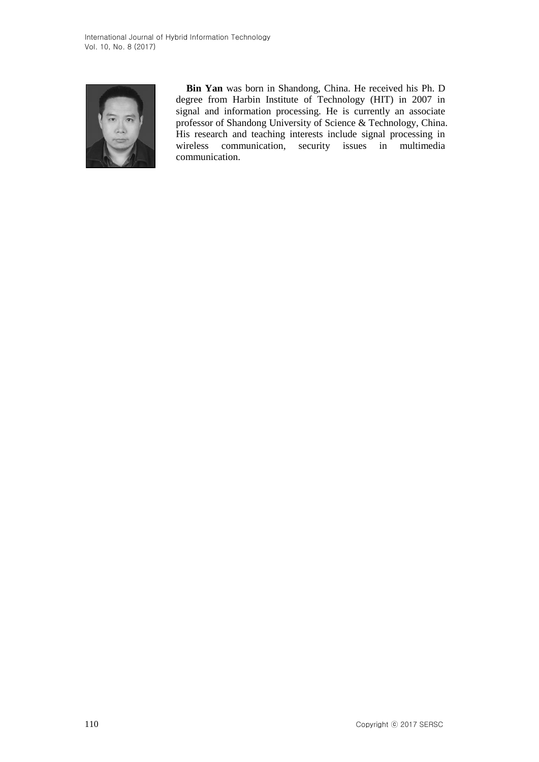**Bin Yan** was born in Shandong, China. He received his Ph. D degree from Harbin Institute of Technology (HIT) in 2007 in signal and information processing. He is currently an associate professor of Shandong University of Science & Technology, China. His research and teaching interests include signal processing in wireless communication, security issues in multimedia communication.